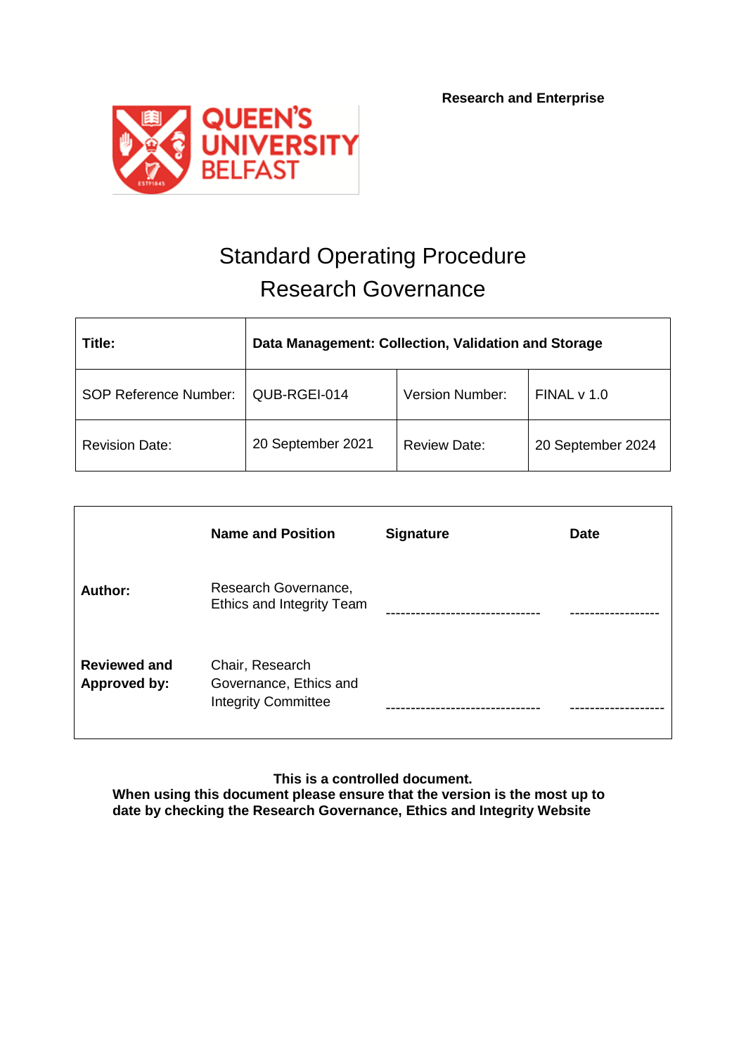**Research and Enterprise**

QUEEN'S UNIVERSITY BELFAST

# Standard Operating Procedure
# Research Governance

| **Title:** | **Data Management: Collection, Validation and Storage** | | |
|---|---|---|---|
| SOP Reference Number: | QUB-RGEI-014 | Version Number: | FINAL v 1.0 |
| Revision Date: | 20 September 2021 | Review Date: | 20 September 2024 |

| | **Name and Position** | **Signature** | **Date** |
|---|---|---|---|
| **Author:** | Research Governance, Ethics and Integrity Team | ------------------------------- | ------------------ |
| **Reviewed and Approved by:** | Chair, Research Governance, Ethics and Integrity Committee | ------------------------------- | ------------------- |

**This is a controlled document.**
**When using this document please ensure that the version is the most up to date by checking the Research Governance, Ethics and Integrity Website**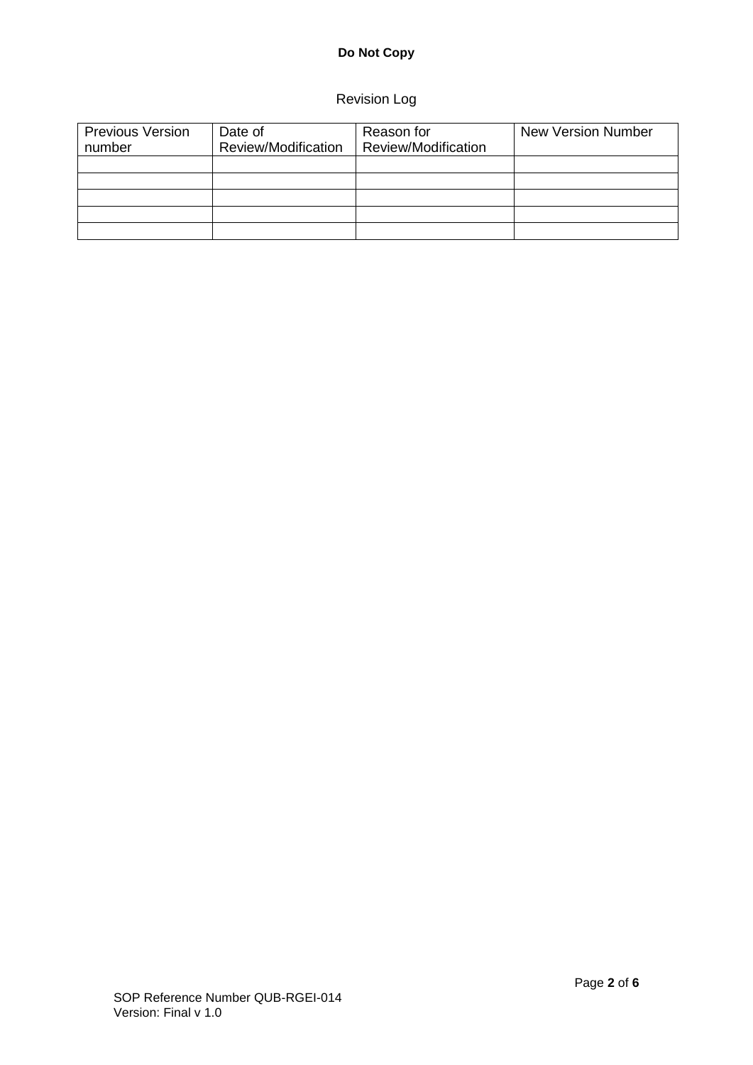**Do Not Copy**

Revision Log

| Previous Version number | Date of Review/Modification | Reason for Review/Modification | New Version Number |
|---|---|---|---|
| | | | |
| | | | |
| | | | |
| | | | |
| | | | |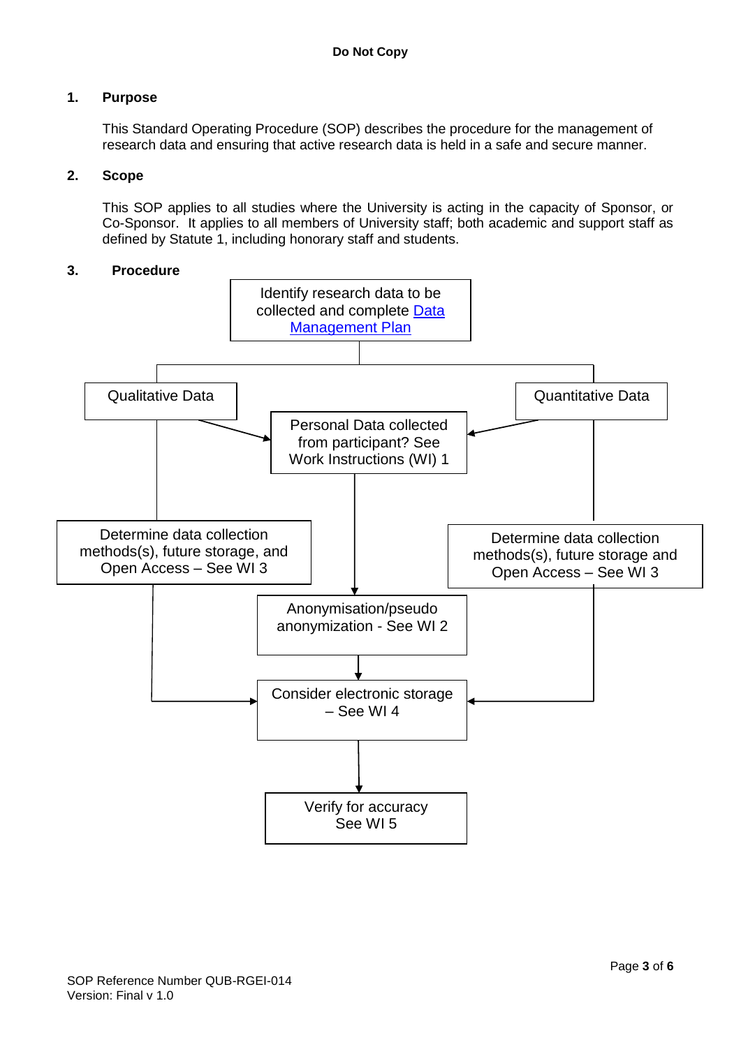**Do Not Copy**

## 1. Purpose

This Standard Operating Procedure (SOP) describes the procedure for the management of research data and ensuring that active research data is held in a safe and secure manner.

## 2. Scope

This SOP applies to all studies where the University is acting in the capacity of Sponsor, or Co-Sponsor. It applies to all members of University staff; both academic and support staff as defined by Statute 1, including honorary staff and students.

## 3. Procedure

Identify research data to be collected and complete Data Management Plan

Qualitative Data

Quantitative Data

Personal Data collected from participant? See Work Instructions (WI) 1

Determine data collection methods(s), future storage, and Open Access – See WI 3

Determine data collection methods(s), future storage and Open Access – See WI 3

Anonymisation/pseudo anonymization - See WI 2

Consider electronic storage – See WI 4

Verify for accuracy See WI 5

SOP Reference Number QUB-RGEI-014
Version: Final v 1.0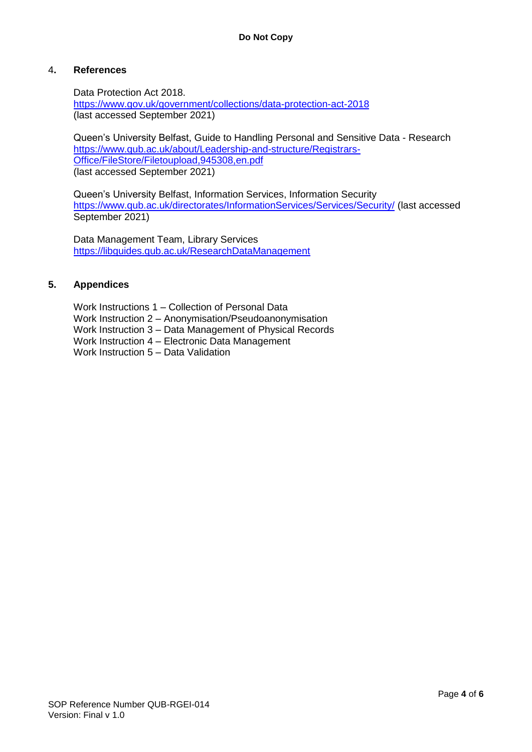## 4. References

Data Protection Act 2018.
https://www.gov.uk/government/collections/data-protection-act-2018
(last accessed September 2021)

Queen's University Belfast, Guide to Handling Personal and Sensitive Data - Research
https://www.qub.ac.uk/about/Leadership-and-structure/Registrars-Office/FileStore/Filetoupload,945308,en.pdf
(last accessed September 2021)

Queen's University Belfast, Information Services, Information Security
https://www.qub.ac.uk/directorates/InformationServices/Services/Security/ (last accessed September 2021)

Data Management Team, Library Services
https://libguides.qub.ac.uk/ResearchDataManagement

## 5. Appendices

Work Instructions 1 – Collection of Personal Data
Work Instruction 2 – Anonymisation/Pseudoanonymisation
Work Instruction 3 – Data Management of Physical Records
Work Instruction 4 – Electronic Data Management
Work Instruction 5 – Data Validation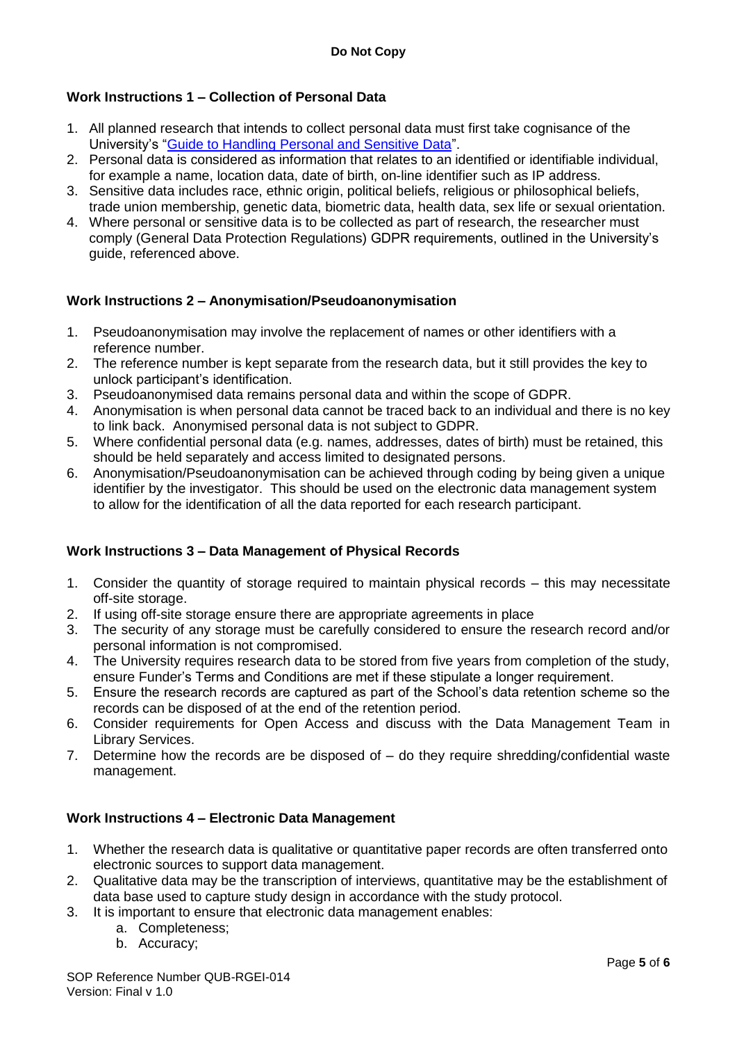**Do Not Copy**

### Work Instructions 1 – Collection of Personal Data

1. All planned research that intends to collect personal data must first take cognisance of the University's "[Guide to Handling Personal and Sensitive Data](#)".
2. Personal data is considered as information that relates to an identified or identifiable individual, for example a name, location data, date of birth, on-line identifier such as IP address.
3. Sensitive data includes race, ethnic origin, political beliefs, religious or philosophical beliefs, trade union membership, genetic data, biometric data, health data, sex life or sexual orientation.
4. Where personal or sensitive data is to be collected as part of research, the researcher must comply (General Data Protection Regulations) GDPR requirements, outlined in the University's guide, referenced above.

### Work Instructions 2 – Anonymisation/Pseudoanonymisation

1. Pseudoanonymisation may involve the replacement of names or other identifiers with a reference number.
2. The reference number is kept separate from the research data, but it still provides the key to unlock participant's identification.
3. Pseudoanonymised data remains personal data and within the scope of GDPR.
4. Anonymisation is when personal data cannot be traced back to an individual and there is no key to link back. Anonymised personal data is not subject to GDPR.
5. Where confidential personal data (e.g. names, addresses, dates of birth) must be retained, this should be held separately and access limited to designated persons.
6. Anonymisation/Pseudoanonymisation can be achieved through coding by being given a unique identifier by the investigator. This should be used on the electronic data management system to allow for the identification of all the data reported for each research participant.

### Work Instructions 3 – Data Management of Physical Records

1. Consider the quantity of storage required to maintain physical records – this may necessitate off-site storage.
2. If using off-site storage ensure there are appropriate agreements in place
3. The security of any storage must be carefully considered to ensure the research record and/or personal information is not compromised.
4. The University requires research data to be stored from five years from completion of the study, ensure Funder's Terms and Conditions are met if these stipulate a longer requirement.
5. Ensure the research records are captured as part of the School's data retention scheme so the records can be disposed of at the end of the retention period.
6. Consider requirements for Open Access and discuss with the Data Management Team in Library Services.
7. Determine how the records are be disposed of – do they require shredding/confidential waste management.

### Work Instructions 4 – Electronic Data Management

1. Whether the research data is qualitative or quantitative paper records are often transferred onto electronic sources to support data management.
2. Qualitative data may be the transcription of interviews, quantitative may be the establishment of data base used to capture study design in accordance with the study protocol.
3. It is important to ensure that electronic data management enables:
   a. Completeness;
   b. Accuracy;

SOP Reference Number QUB-RGEI-014
Version: Final v 1.0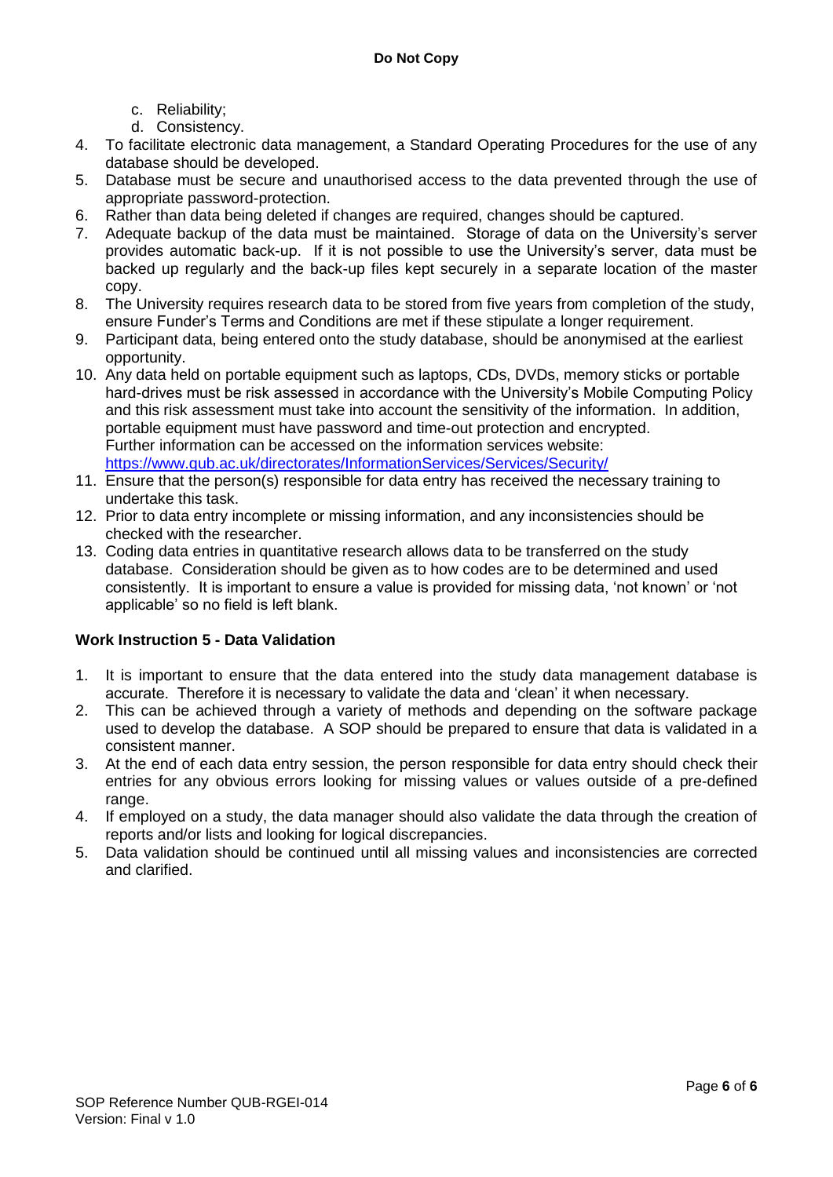c. Reliability;
   d. Consistency.
4. To facilitate electronic data management, a Standard Operating Procedures for the use of any database should be developed.
5. Database must be secure and unauthorised access to the data prevented through the use of appropriate password-protection.
6. Rather than data being deleted if changes are required, changes should be captured.
7. Adequate backup of the data must be maintained. Storage of data on the University's server provides automatic back-up. If it is not possible to use the University's server, data must be backed up regularly and the back-up files kept securely in a separate location of the master copy.
8. The University requires research data to be stored from five years from completion of the study, ensure Funder's Terms and Conditions are met if these stipulate a longer requirement.
9. Participant data, being entered onto the study database, should be anonymised at the earliest opportunity.
10. Any data held on portable equipment such as laptops, CDs, DVDs, memory sticks or portable hard-drives must be risk assessed in accordance with the University's Mobile Computing Policy and this risk assessment must take into account the sensitivity of the information. In addition, portable equipment must have password and time-out protection and encrypted. Further information can be accessed on the information services website: https://www.qub.ac.uk/directorates/InformationServices/Services/Security/
11. Ensure that the person(s) responsible for data entry has received the necessary training to undertake this task.
12. Prior to data entry incomplete or missing information, and any inconsistencies should be checked with the researcher.
13. Coding data entries in quantitative research allows data to be transferred on the study database. Consideration should be given as to how codes are to be determined and used consistently. It is important to ensure a value is provided for missing data, 'not known' or 'not applicable' so no field is left blank.

**Work Instruction 5 - Data Validation**

1. It is important to ensure that the data entered into the study data management database is accurate. Therefore it is necessary to validate the data and 'clean' it when necessary.
2. This can be achieved through a variety of methods and depending on the software package used to develop the database. A SOP should be prepared to ensure that data is validated in a consistent manner.
3. At the end of each data entry session, the person responsible for data entry should check their entries for any obvious errors looking for missing values or values outside of a pre-defined range.
4. If employed on a study, the data manager should also validate the data through the creation of reports and/or lists and looking for logical discrepancies.
5. Data validation should be continued until all missing values and inconsistencies are corrected and clarified.